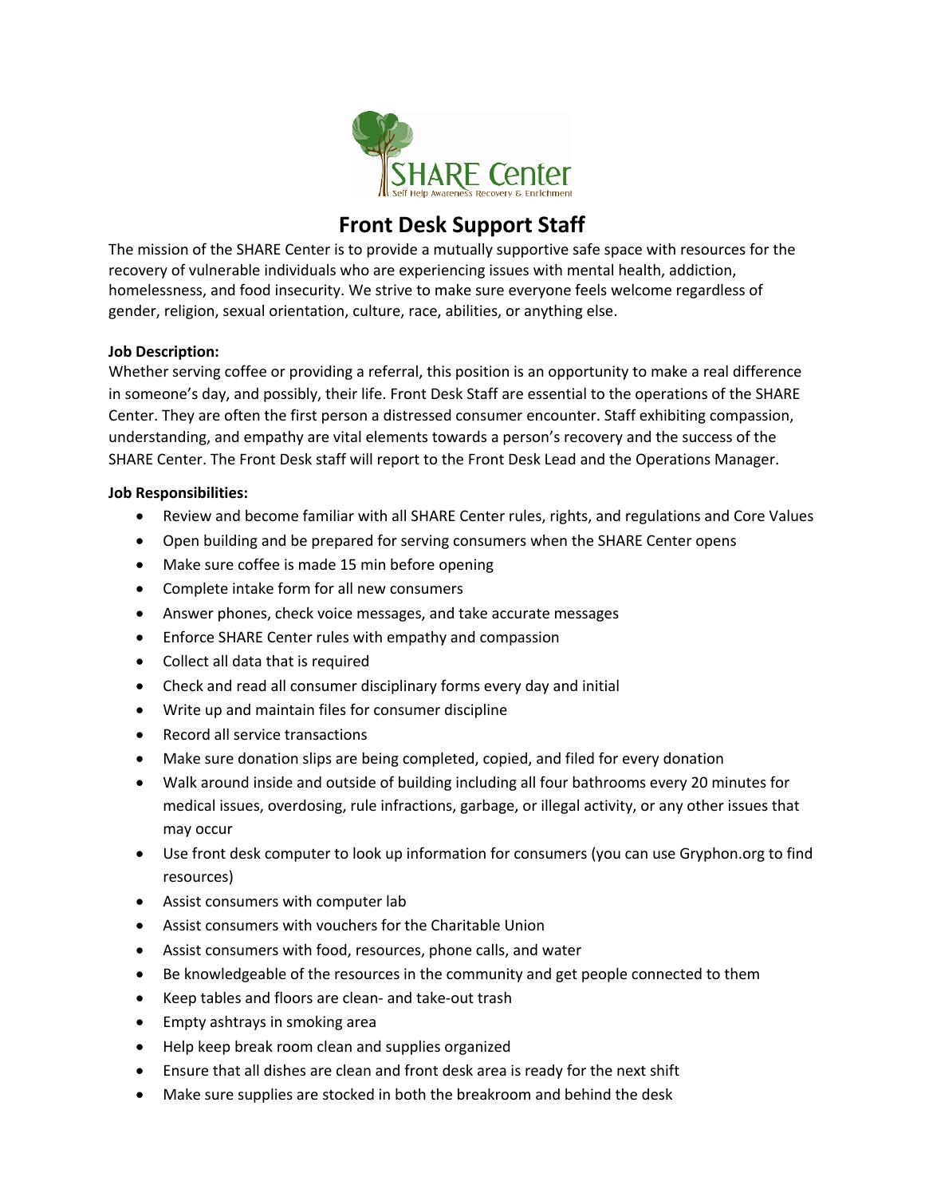# Front Desk Support Staff

The mission of the SHARE Center is to provide a mutually supportive safe space with resources for the recovery of vulnerable individuals who are experiencing issues with mental health, addiction, homelessness, and food insecurity. We strive to make sure everyone feels welcome regardless of gender, religion, sexual orientation, culture, race, abilities, or anything else.

**Job Description:**

Whether serving coffee or providing a referral, this position is an opportunity to make a real difference in someone's day, and possibly, their life. Front Desk Staff are essential to the operations of the SHARE Center. They are often the first person a distressed consumer encounter. Staff exhibiting compassion, understanding, and empathy are vital elements towards a person's recovery and the success of the SHARE Center. The Front Desk staff will report to the Front Desk Lead and the Operations Manager.

**Job Responsibilities:**

- Review and become familiar with all SHARE Center rules, rights, and regulations and Core Values
- Open building and be prepared for serving consumers when the SHARE Center opens
- Make sure coffee is made 15 min before opening
- Complete intake form for all new consumers
- Answer phones, check voice messages, and take accurate messages
- Enforce SHARE Center rules with empathy and compassion
- Collect all data that is required
- Check and read all consumer disciplinary forms every day and initial
- Write up and maintain files for consumer discipline
- Record all service transactions
- Make sure donation slips are being completed, copied, and filed for every donation
- Walk around inside and outside of building including all four bathrooms every 20 minutes for medical issues, overdosing, rule infractions, garbage, or illegal activity, or any other issues that may occur
- Use front desk computer to look up information for consumers (you can use Gryphon.org to find resources)
- Assist consumers with computer lab
- Assist consumers with vouchers for the Charitable Union
- Assist consumers with food, resources, phone calls, and water
- Be knowledgeable of the resources in the community and get people connected to them
- Keep tables and floors are clean- and take-out trash
- Empty ashtrays in smoking area
- Help keep break room clean and supplies organized
- Ensure that all dishes are clean and front desk area is ready for the next shift
- Make sure supplies are stocked in both the breakroom and behind the desk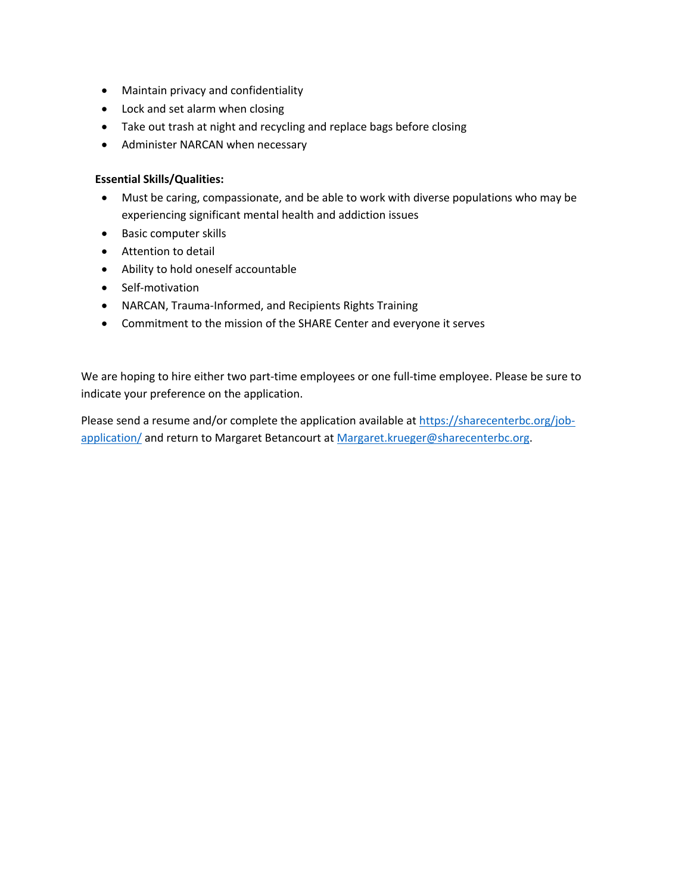- Maintain privacy and confidentiality
- Lock and set alarm when closing
- Take out trash at night and recycling and replace bags before closing
- Administer NARCAN when necessary

**Essential Skills/Qualities:**

- Must be caring, compassionate, and be able to work with diverse populations who may be experiencing significant mental health and addiction issues
- Basic computer skills
- Attention to detail
- Ability to hold oneself accountable
- Self-motivation
- NARCAN, Trauma-Informed, and Recipients Rights Training
- Commitment to the mission of the SHARE Center and everyone it serves

We are hoping to hire either two part-time employees or one full-time employee. Please be sure to indicate your preference on the application.

Please send a resume and/or complete the application available at https://sharecenterbc.org/job-application/ and return to Margaret Betancourt at Margaret.krueger@sharecenterbc.org.